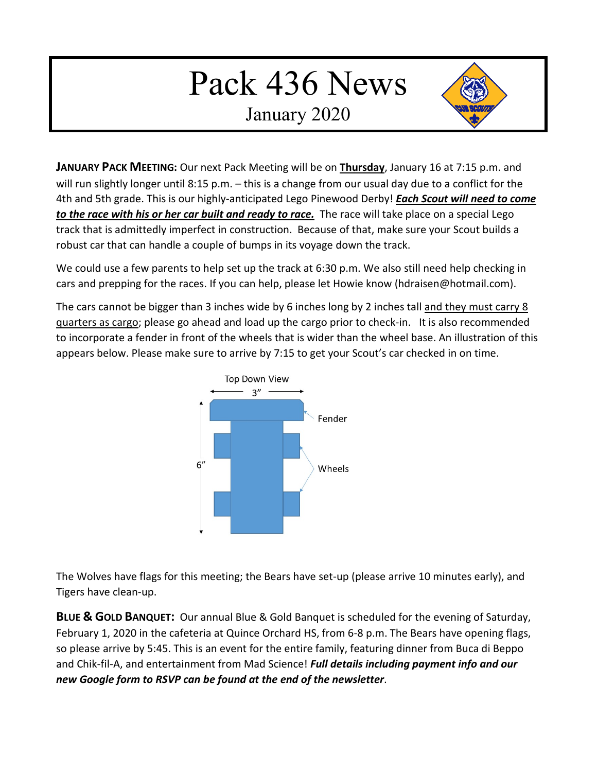# Pack 436 News

## January 2020

**JANUARY PACK MEETING:** Our next Pack Meeting will be on **Thursday**, January 16 at 7:15 p.m. and will run slightly longer until 8:15 p.m. – this is a change from our usual day due to a conflict for the 4th and 5th grade. This is our highly-anticipated Lego Pinewood Derby! ***Each Scout will need to come to the race with his or her car built and ready to race.*** The race will take place on a special Lego track that is admittedly imperfect in construction. Because of that, make sure your Scout builds a robust car that can handle a couple of bumps in its voyage down the track.

We could use a few parents to help set up the track at 6:30 p.m. We also still need help checking in cars and prepping for the races. If you can help, please let Howie know (hdraisen@hotmail.com).

The cars cannot be bigger than 3 inches wide by 6 inches long by 2 inches tall and they must carry 8 quarters as cargo; please go ahead and load up the cargo prior to check-in. It is also recommended to incorporate a fender in front of the wheels that is wider than the wheel base. An illustration of this appears below. Please make sure to arrive by 7:15 to get your Scout's car checked in on time.

Top Down View

3"

6"

Fender

Wheels

The Wolves have flags for this meeting; the Bears have set-up (please arrive 10 minutes early), and Tigers have clean-up.

**BLUE & GOLD BANQUET:** Our annual Blue & Gold Banquet is scheduled for the evening of Saturday, February 1, 2020 in the cafeteria at Quince Orchard HS, from 6-8 p.m. The Bears have opening flags, so please arrive by 5:45. This is an event for the entire family, featuring dinner from Buca di Beppo and Chik-fil-A, and entertainment from Mad Science! ***Full details including payment info and our new Google form to RSVP can be found at the end of the newsletter***.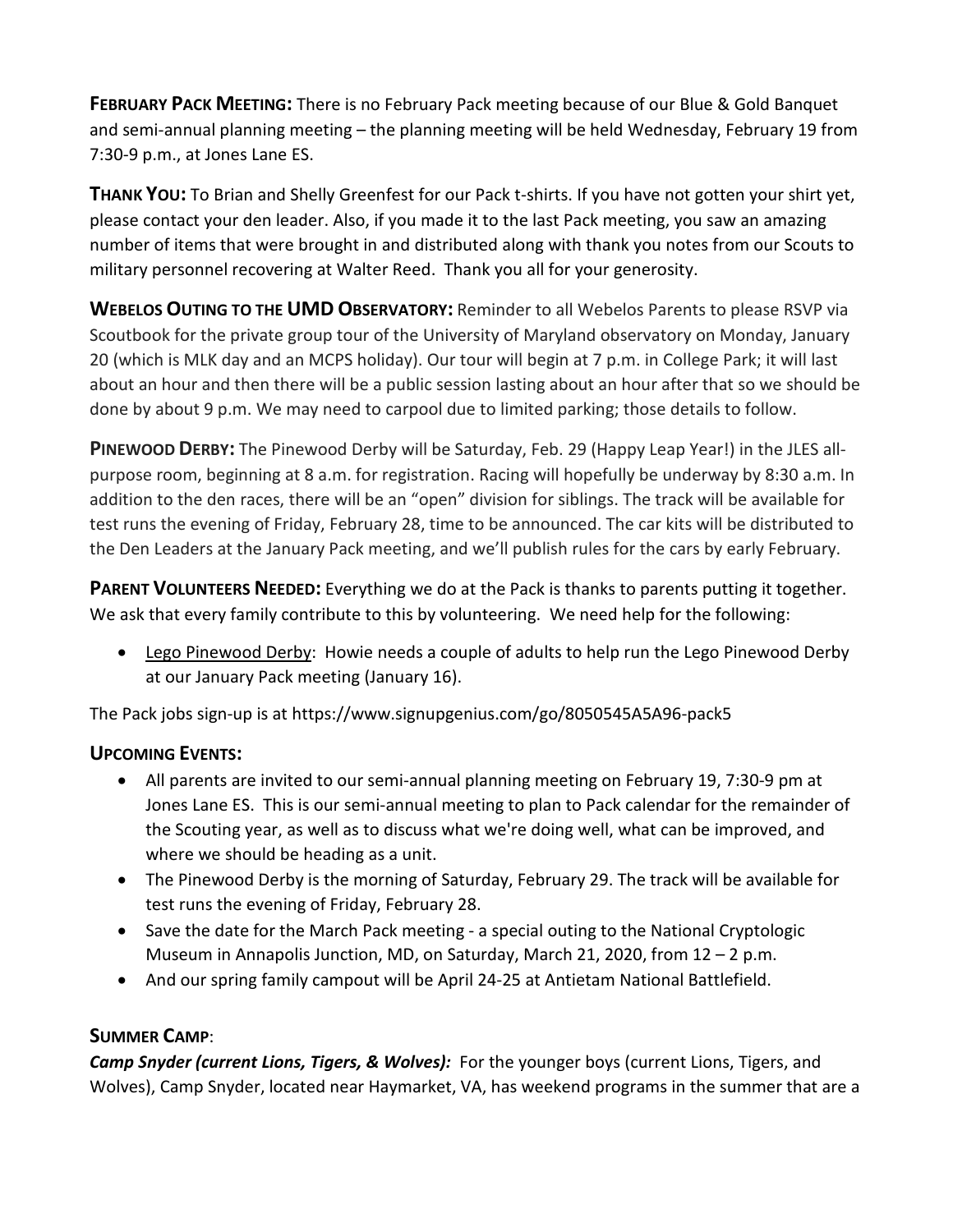**FEBRUARY PACK MEETING:** There is no February Pack meeting because of our Blue & Gold Banquet and semi-annual planning meeting – the planning meeting will be held Wednesday, February 19 from 7:30-9 p.m., at Jones Lane ES.

**THANK YOU:** To Brian and Shelly Greenfest for our Pack t-shirts. If you have not gotten your shirt yet, please contact your den leader. Also, if you made it to the last Pack meeting, you saw an amazing number of items that were brought in and distributed along with thank you notes from our Scouts to military personnel recovering at Walter Reed. Thank you all for your generosity.

**WEBELOS OUTING TO THE UMD OBSERVATORY:** Reminder to all Webelos Parents to please RSVP via Scoutbook for the private group tour of the University of Maryland observatory on Monday, January 20 (which is MLK day and an MCPS holiday). Our tour will begin at 7 p.m. in College Park; it will last about an hour and then there will be a public session lasting about an hour after that so we should be done by about 9 p.m. We may need to carpool due to limited parking; those details to follow.

**PINEWOOD DERBY:** The Pinewood Derby will be Saturday, Feb. 29 (Happy Leap Year!) in the JLES all-purpose room, beginning at 8 a.m. for registration. Racing will hopefully be underway by 8:30 a.m. In addition to the den races, there will be an "open" division for siblings. The track will be available for test runs the evening of Friday, February 28, time to be announced. The car kits will be distributed to the Den Leaders at the January Pack meeting, and we'll publish rules for the cars by early February.

**PARENT VOLUNTEERS NEEDED:** Everything we do at the Pack is thanks to parents putting it together. We ask that every family contribute to this by volunteering. We need help for the following:

- Lego Pinewood Derby: Howie needs a couple of adults to help run the Lego Pinewood Derby at our January Pack meeting (January 16).

The Pack jobs sign-up is at https://www.signupgenius.com/go/8050545A5A96-pack5

**UPCOMING EVENTS:**

- All parents are invited to our semi-annual planning meeting on February 19, 7:30-9 pm at Jones Lane ES. This is our semi-annual meeting to plan to Pack calendar for the remainder of the Scouting year, as well as to discuss what we're doing well, what can be improved, and where we should be heading as a unit.
- The Pinewood Derby is the morning of Saturday, February 29. The track will be available for test runs the evening of Friday, February 28.
- Save the date for the March Pack meeting - a special outing to the National Cryptologic Museum in Annapolis Junction, MD, on Saturday, March 21, 2020, from 12 – 2 p.m.
- And our spring family campout will be April 24-25 at Antietam National Battlefield.

**SUMMER CAMP**:

***Camp Snyder (current Lions, Tigers, & Wolves):*** For the younger boys (current Lions, Tigers, and Wolves), Camp Snyder, located near Haymarket, VA, has weekend programs in the summer that are a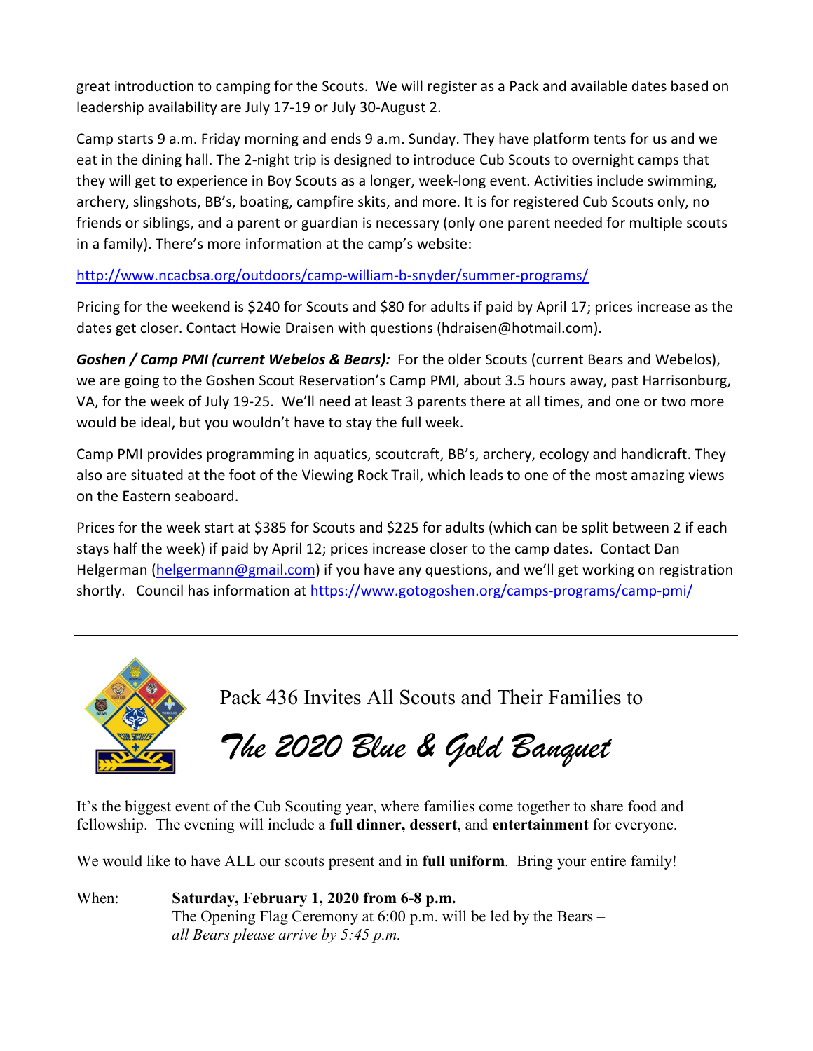great introduction to camping for the Scouts. We will register as a Pack and available dates based on leadership availability are July 17-19 or July 30-August 2.

Camp starts 9 a.m. Friday morning and ends 9 a.m. Sunday. They have platform tents for us and we eat in the dining hall. The 2-night trip is designed to introduce Cub Scouts to overnight camps that they will get to experience in Boy Scouts as a longer, week-long event. Activities include swimming, archery, slingshots, BB's, boating, campfire skits, and more. It is for registered Cub Scouts only, no friends or siblings, and a parent or guardian is necessary (only one parent needed for multiple scouts in a family). There's more information at the camp's website:

[http://www.ncacbsa.org/outdoors/camp-william-b-snyder/summer-programs/](http://www.ncacbsa.org/outdoors/camp-william-b-snyder/summer-programs/)

Pricing for the weekend is $240 for Scouts and $80 for adults if paid by April 17; prices increase as the dates get closer. Contact Howie Draisen with questions (hdraisen@hotmail.com).

***Goshen / Camp PMI (current Webelos & Bears):*** For the older Scouts (current Bears and Webelos), we are going to the Goshen Scout Reservation's Camp PMI, about 3.5 hours away, past Harrisonburg, VA, for the week of July 19-25. We'll need at least 3 parents there at all times, and one or two more would be ideal, but you wouldn't have to stay the full week.

Camp PMI provides programming in aquatics, scoutcraft, BB's, archery, ecology and handicraft. They also are situated at the foot of the Viewing Rock Trail, which leads to one of the most amazing views on the Eastern seaboard.

Prices for the week start at $385 for Scouts and $225 for adults (which can be split between 2 if each stays half the week) if paid by April 12; prices increase closer to the camp dates. Contact Dan Helgerman ([helgermann@gmail.com](mailto:helgermann@gmail.com)) if you have any questions, and we'll get working on registration shortly. Council has information at [https://www.gotogoshen.org/camps-programs/camp-pmi/](https://www.gotogoshen.org/camps-programs/camp-pmi/)

---

Pack 436 Invites All Scouts and Their Families to

## *The 2020 Blue & Gold Banquet*

It's the biggest event of the Cub Scouting year, where families come together to share food and fellowship. The evening will include a **full dinner, dessert**, and **entertainment** for everyone.

We would like to have ALL our scouts present and in **full uniform**. Bring your entire family!

When: **Saturday, February 1, 2020 from 6-8 p.m.**
The Opening Flag Ceremony at 6:00 p.m. will be led by the Bears –
*all Bears please arrive by 5:45 p.m.*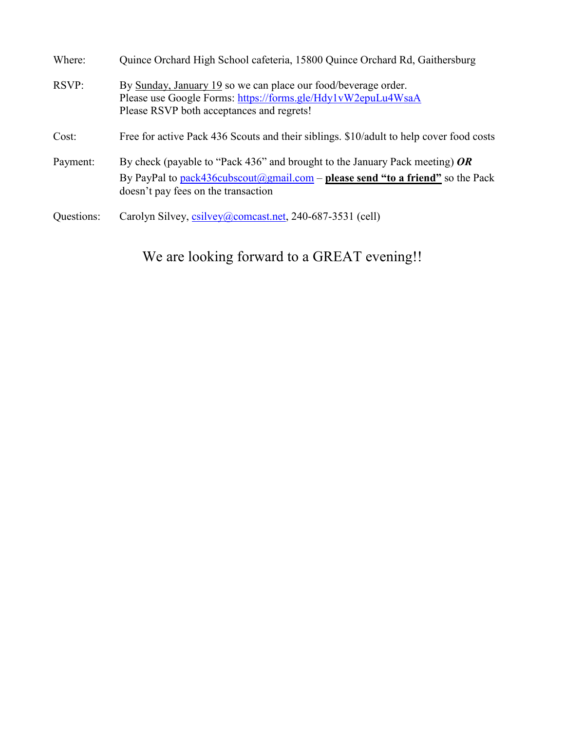| | |
|---|---|
| Where: | Quince Orchard High School cafeteria, 15800 Quince Orchard Rd, Gaithersburg |
| RSVP: | By Sunday, January 19 so we can place our food/beverage order.<br>Please use Google Forms: https://forms.gle/Hdy1vW2epuLu4WsaA<br>Please RSVP both acceptances and regrets! |
| Cost: | Free for active Pack 436 Scouts and their siblings. $10/adult to help cover food costs |
| Payment: | By check (payable to "Pack 436" and brought to the January Pack meeting) ***OR***<br>By PayPal to pack436cubscout@gmail.com – **please send "to a friend"** so the Pack doesn't pay fees on the transaction |
| Questions: | Carolyn Silvey, csilvey@comcast.net, 240-687-3531 (cell) |

We are looking forward to a GREAT evening!!